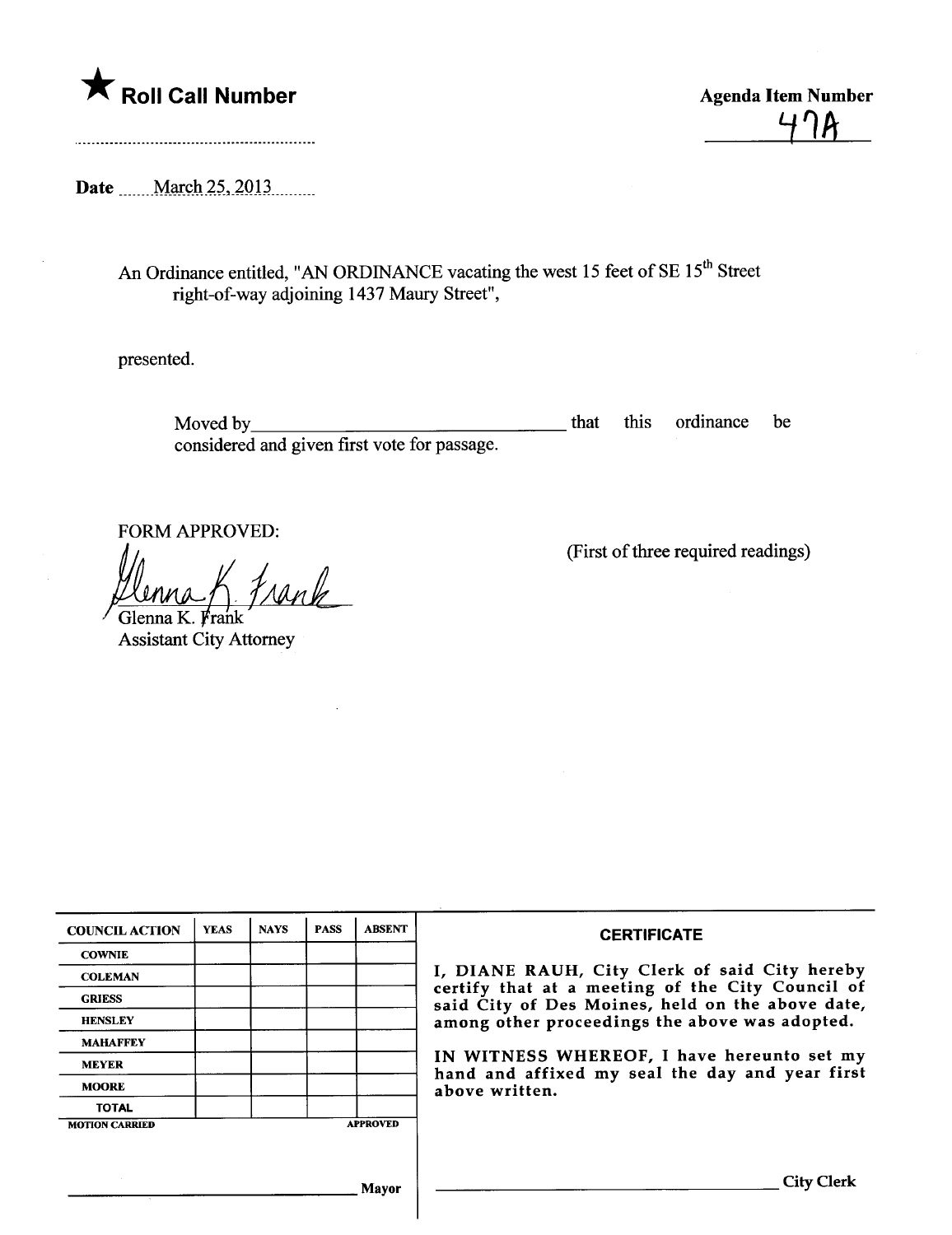★ **Roll Call Number**

**Agenda Item Number**

47A

**Date** March 25, 2013

An Ordinance entitled, "AN ORDINANCE vacating the west 15 feet of SE 15th Street right-of-way adjoining 1437 Maury Street",

presented.

Moved by\_\_\_\_\_\_\_\_\_\_\_\_\_\_\_\_\_\_\_\_\_\_\_\_\_\_\_\_\_\_\_\_ that this ordinance be considered and given first vote for passage.

FORM APPROVED:

(First of three required readings)

Glenna K. Frank
Assistant City Attorney

| COUNCIL ACTION | YEAS | NAYS | PASS | ABSENT |
| --- | --- | --- | --- | --- |
| COWNIE | | | | |
| COLEMAN | | | | |
| GRIESS | | | | |
| HENSLEY | | | | |
| MAHAFFEY | | | | |
| MEYER | | | | |
| MOORE | | | | |
| TOTAL | | | | |

MOTION CARRIED APPROVED

\_\_\_\_\_\_\_\_\_\_\_\_\_\_\_\_\_\_\_\_\_\_\_\_\_\_\_\_\_\_\_\_ Mayor

**CERTIFICATE**

I, DIANE RAUH, City Clerk of said City hereby certify that at a meeting of the City Council of said City of Des Moines, held on the above date, among other proceedings the above was adopted.

IN WITNESS WHEREOF, I have hereunto set my hand and affixed my seal the day and year first above written.

\_\_\_\_\_\_\_\_\_\_\_\_\_\_\_\_\_\_\_\_\_\_\_\_\_\_\_\_\_\_\_\_ City Clerk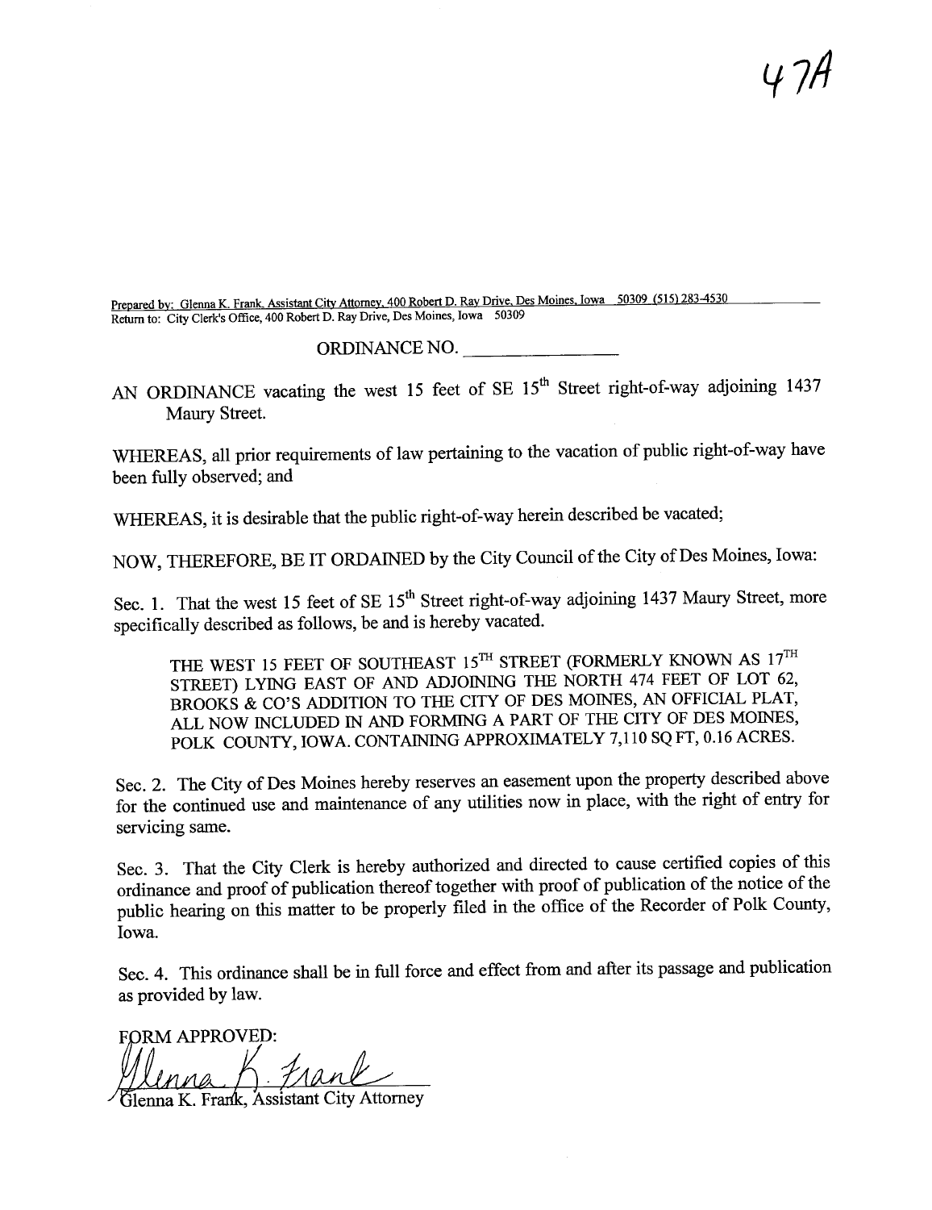47A

Prepared by: Glenna K. Frank, Assistant City Attorney, 400 Robert D. Ray Drive, Des Moines, Iowa 50309 (515) 283-4530
Return to: City Clerk's Office, 400 Robert D. Ray Drive, Des Moines, Iowa 50309

ORDINANCE NO. ________________

AN ORDINANCE vacating the west 15 feet of SE 15th Street right-of-way adjoining 1437 Maury Street.

WHEREAS, all prior requirements of law pertaining to the vacation of public right-of-way have been fully observed; and

WHEREAS, it is desirable that the public right-of-way herein described be vacated;

NOW, THEREFORE, BE IT ORDAINED by the City Council of the City of Des Moines, Iowa:

Sec. 1. That the west 15 feet of SE 15th Street right-of-way adjoining 1437 Maury Street, more specifically described as follows, be and is hereby vacated.

> THE WEST 15 FEET OF SOUTHEAST 15TH STREET (FORMERLY KNOWN AS 17TH STREET) LYING EAST OF AND ADJOINING THE NORTH 474 FEET OF LOT 62, BROOKS & CO'S ADDITION TO THE CITY OF DES MOINES, AN OFFICIAL PLAT, ALL NOW INCLUDED IN AND FORMING A PART OF THE CITY OF DES MOINES, POLK COUNTY, IOWA. CONTAINING APPROXIMATELY 7,110 SQ FT, 0.16 ACRES.

Sec. 2. The City of Des Moines hereby reserves an easement upon the property described above for the continued use and maintenance of any utilities now in place, with the right of entry for servicing same.

Sec. 3. That the City Clerk is hereby authorized and directed to cause certified copies of this ordinance and proof of publication thereof together with proof of publication of the notice of the public hearing on this matter to be properly filed in the office of the Recorder of Polk County, Iowa.

Sec. 4. This ordinance shall be in full force and effect from and after its passage and publication as provided by law.

FORM APPROVED:

Glenna K. Frank

Glenna K. Frank, Assistant City Attorney